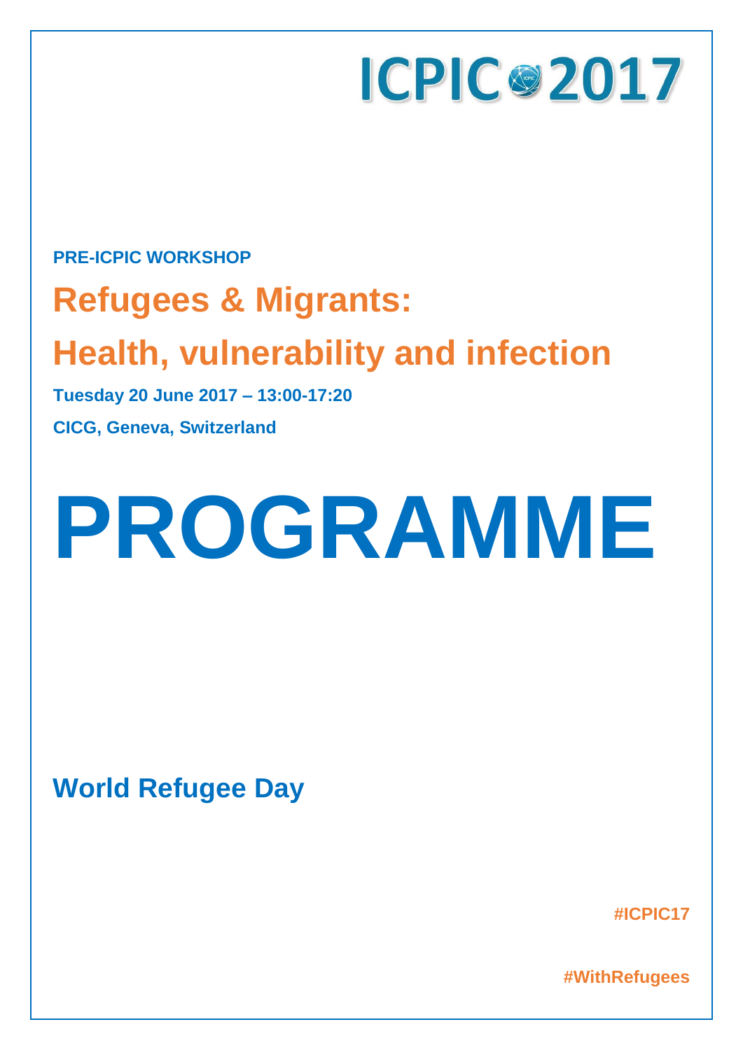# ICPIC 2017

**PRE-ICPIC WORKSHOP**

## Refugees & Migrants:

## Health, vulnerability and infection

**Tuesday 20 June 2017 – 13:00-17:20**

**CICG, Geneva, Switzerland**

# PROGRAMME

**World Refugee Day**

**#ICPIC17**

**#WithRefugees**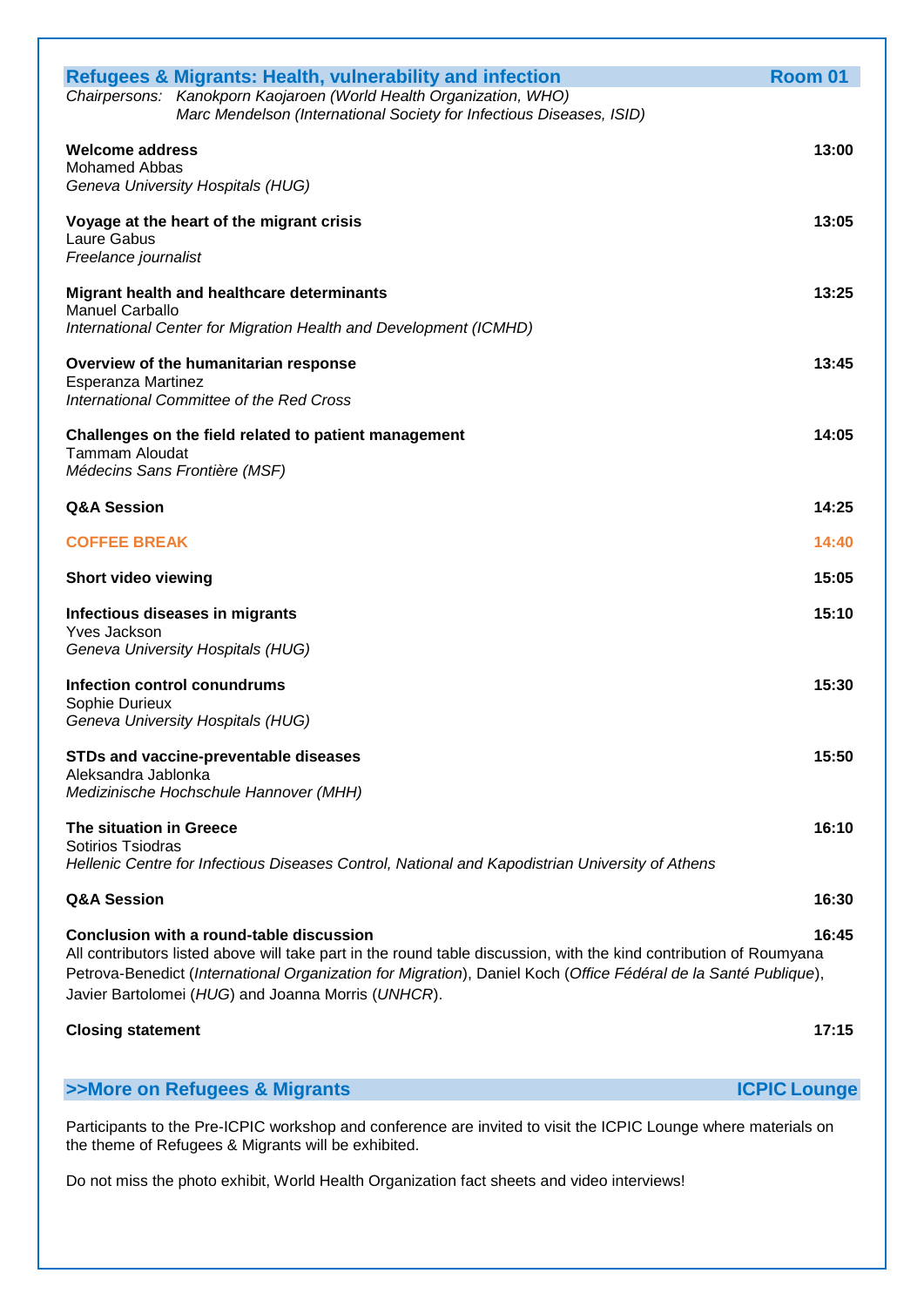## Refugees & Migrants: Health, vulnerability and infection — Room 01

*Chairpersons: Kanokporn Kaojaroen (World Health Organization, WHO)*
*Marc Mendelson (International Society for Infectious Diseases, ISID)*

**Welcome address** — **13:00**
Mohamed Abbas
*Geneva University Hospitals (HUG)*

**Voyage at the heart of the migrant crisis** — **13:05**
Laure Gabus
*Freelance journalist*

**Migrant health and healthcare determinants** — **13:25**
Manuel Carballo
*International Center for Migration Health and Development (ICMHD)*

**Overview of the humanitarian response** — **13:45**
Esperanza Martinez
*International Committee of the Red Cross*

**Challenges on the field related to patient management** — **14:05**
Tammam Aloudat
*Médecins Sans Frontière (MSF)*

**Q&A Session** — **14:25**

**COFFEE BREAK** — **14:40**

**Short video viewing** — **15:05**

**Infectious diseases in migrants** — **15:10**
Yves Jackson
*Geneva University Hospitals (HUG)*

**Infection control conundrums** — **15:30**
Sophie Durieux
*Geneva University Hospitals (HUG)*

**STDs and vaccine-preventable diseases** — **15:50**
Aleksandra Jablonka
*Medizinische Hochschule Hannover (MHH)*

**The situation in Greece** — **16:10**
Sotirios Tsiodras
*Hellenic Centre for Infectious Diseases Control, National and Kapodistrian University of Athens*

**Q&A Session** — **16:30**

**Conclusion with a round-table discussion** — **16:45**
All contributors listed above will take part in the round table discussion, with the kind contribution of Roumyana Petrova-Benedict (*International Organization for Migration*), Daniel Koch (*Office Fédéral de la Santé Publique*), Javier Bartolomei (*HUG*) and Joanna Morris (*UNHCR*).

**Closing statement** — **17:15**

## >>More on Refugees & Migrants — ICPIC Lounge

Participants to the Pre-ICPIC workshop and conference are invited to visit the ICPIC Lounge where materials on the theme of Refugees & Migrants will be exhibited.

Do not miss the photo exhibit, World Health Organization fact sheets and video interviews!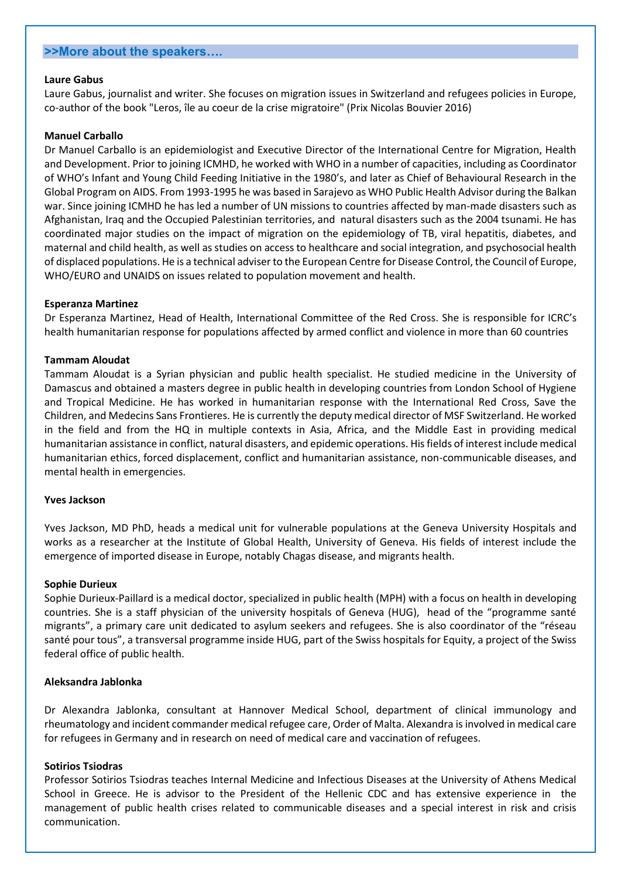## >>More about the speakers….

**Laure Gabus**

Laure Gabus, journalist and writer. She focuses on migration issues in Switzerland and refugees policies in Europe, co-author of the book "Leros, île au coeur de la crise migratoire" (Prix Nicolas Bouvier 2016)

**Manuel Carballo**

Dr Manuel Carballo is an epidemiologist and Executive Director of the International Centre for Migration, Health and Development. Prior to joining ICMHD, he worked with WHO in a number of capacities, including as Coordinator of WHO's Infant and Young Child Feeding Initiative in the 1980's, and later as Chief of Behavioural Research in the Global Program on AIDS. From 1993-1995 he was based in Sarajevo as WHO Public Health Advisor during the Balkan war. Since joining ICMHD he has led a number of UN missions to countries affected by man-made disasters such as Afghanistan, Iraq and the Occupied Palestinian territories, and natural disasters such as the 2004 tsunami. He has coordinated major studies on the impact of migration on the epidemiology of TB, viral hepatitis, diabetes, and maternal and child health, as well as studies on access to healthcare and social integration, and psychosocial health of displaced populations. He is a technical adviser to the European Centre for Disease Control, the Council of Europe, WHO/EURO and UNAIDS on issues related to population movement and health.

**Esperanza Martinez**

Dr Esperanza Martinez, Head of Health, International Committee of the Red Cross. She is responsible for ICRC's health humanitarian response for populations affected by armed conflict and violence in more than 60 countries

**Tammam Aloudat**

Tammam Aloudat is a Syrian physician and public health specialist. He studied medicine in the University of Damascus and obtained a masters degree in public health in developing countries from London School of Hygiene and Tropical Medicine. He has worked in humanitarian response with the International Red Cross, Save the Children, and Medecins Sans Frontieres. He is currently the deputy medical director of MSF Switzerland. He worked in the field and from the HQ in multiple contexts in Asia, Africa, and the Middle East in providing medical humanitarian assistance in conflict, natural disasters, and epidemic operations. His fields of interest include medical humanitarian ethics, forced displacement, conflict and humanitarian assistance, non-communicable diseases, and mental health in emergencies.

**Yves Jackson**

Yves Jackson, MD PhD, heads a medical unit for vulnerable populations at the Geneva University Hospitals and works as a researcher at the Institute of Global Health, University of Geneva. His fields of interest include the emergence of imported disease in Europe, notably Chagas disease, and migrants health.

**Sophie Durieux**

Sophie Durieux-Paillard is a medical doctor, specialized in public health (MPH) with a focus on health in developing countries. She is a staff physician of the university hospitals of Geneva (HUG), head of the "programme santé migrants", a primary care unit dedicated to asylum seekers and refugees. She is also coordinator of the "réseau santé pour tous", a transversal programme inside HUG, part of the Swiss hospitals for Equity, a project of the Swiss federal office of public health.

**Aleksandra Jablonka**

Dr Alexandra Jablonka, consultant at Hannover Medical School, department of clinical immunology and rheumatology and incident commander medical refugee care, Order of Malta. Alexandra is involved in medical care for refugees in Germany and in research on need of medical care and vaccination of refugees.

**Sotirios Tsiodras**

Professor Sotirios Tsiodras teaches Internal Medicine and Infectious Diseases at the University of Athens Medical School in Greece. He is advisor to the President of the Hellenic CDC and has extensive experience in the management of public health crises related to communicable diseases and a special interest in risk and crisis communication.